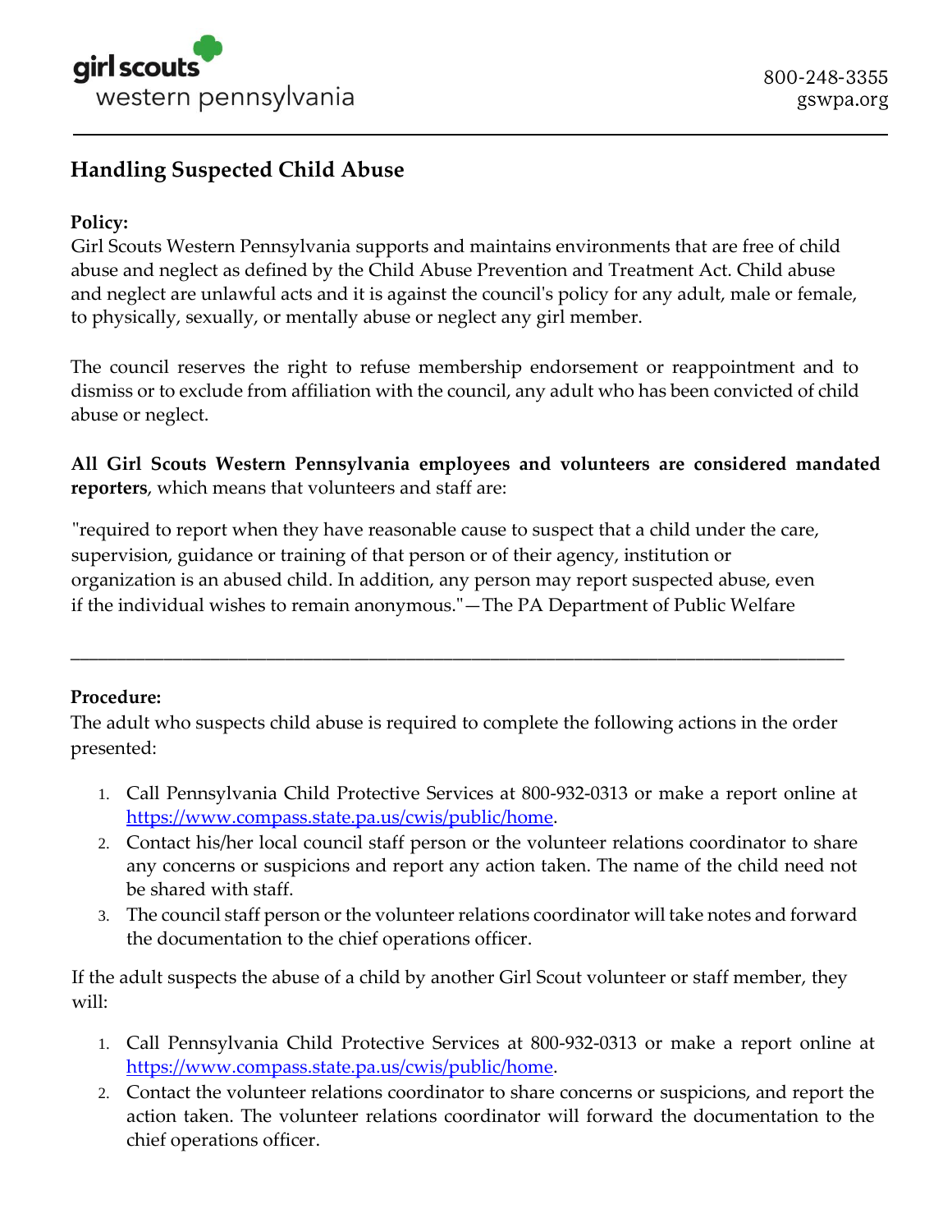girl scouts western pennsylvania

800-248-3355
gswpa.org

---

# Handling Suspected Child Abuse

**Policy:**
Girl Scouts Western Pennsylvania supports and maintains environments that are free of child abuse and neglect as defined by the Child Abuse Prevention and Treatment Act. Child abuse and neglect are unlawful acts and it is against the council's policy for any adult, male or female, to physically, sexually, or mentally abuse or neglect any girl member.

The council reserves the right to refuse membership endorsement or reappointment and to dismiss or to exclude from affiliation with the council, any adult who has been convicted of child abuse or neglect.

**All Girl Scouts Western Pennsylvania employees and volunteers are considered mandated reporters**, which means that volunteers and staff are:

"required to report when they have reasonable cause to suspect that a child under the care, supervision, guidance or training of that person or of their agency, institution or organization is an abused child. In addition, any person may report suspected abuse, even if the individual wishes to remain anonymous."—The PA Department of Public Welfare

---

**Procedure:**
The adult who suspects child abuse is required to complete the following actions in the order presented:

1. Call Pennsylvania Child Protective Services at 800-932-0313 or make a report online at https://www.compass.state.pa.us/cwis/public/home.
2. Contact his/her local council staff person or the volunteer relations coordinator to share any concerns or suspicions and report any action taken. The name of the child need not be shared with staff.
3. The council staff person or the volunteer relations coordinator will take notes and forward the documentation to the chief operations officer.

If the adult suspects the abuse of a child by another Girl Scout volunteer or staff member, they will:

1. Call Pennsylvania Child Protective Services at 800-932-0313 or make a report online at https://www.compass.state.pa.us/cwis/public/home.
2. Contact the volunteer relations coordinator to share concerns or suspicions, and report the action taken. The volunteer relations coordinator will forward the documentation to the chief operations officer.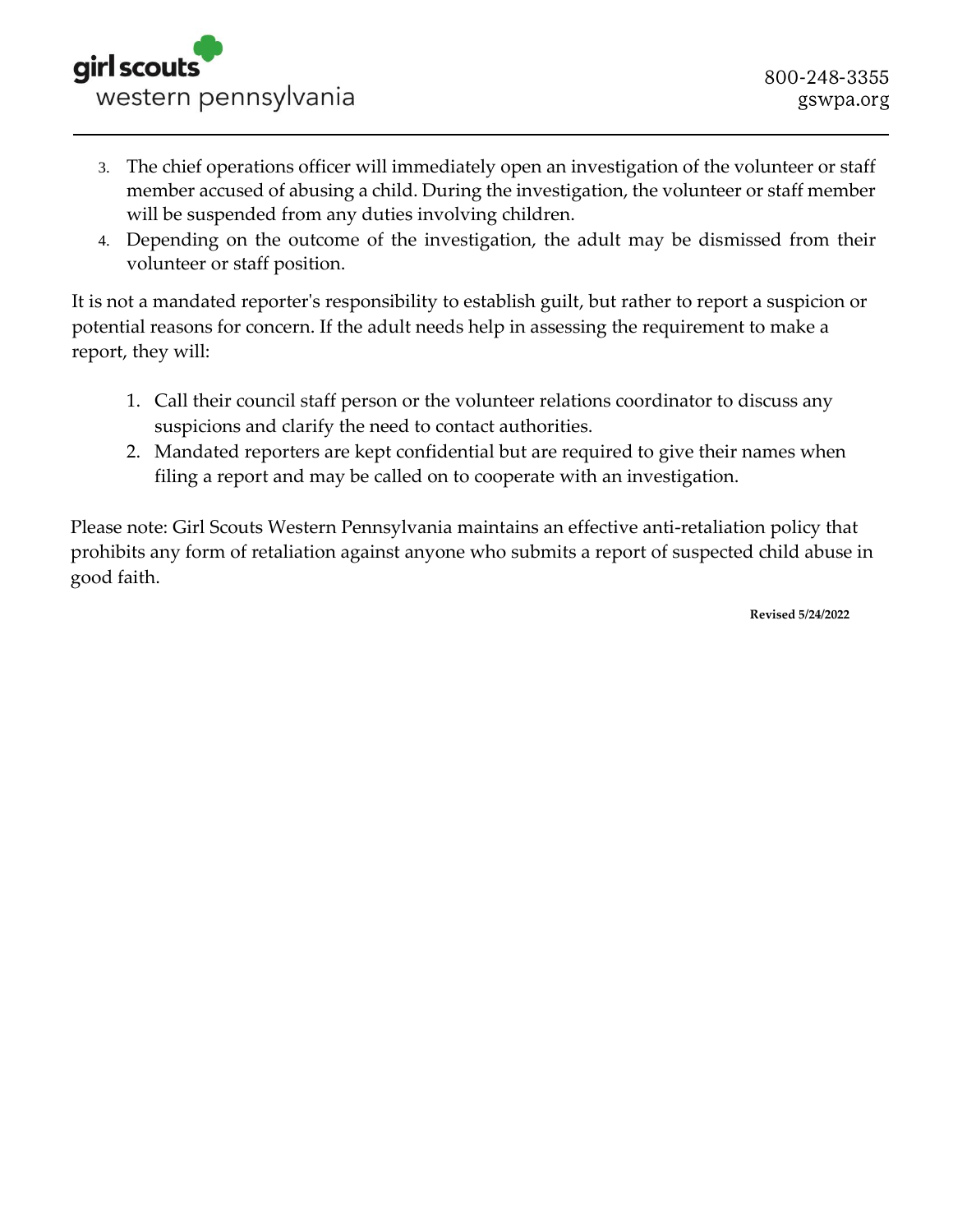3. The chief operations officer will immediately open an investigation of the volunteer or staff member accused of abusing a child. During the investigation, the volunteer or staff member will be suspended from any duties involving children.
4. Depending on the outcome of the investigation, the adult may be dismissed from their volunteer or staff position.

It is not a mandated reporter's responsibility to establish guilt, but rather to report a suspicion or potential reasons for concern. If the adult needs help in assessing the requirement to make a report, they will:

1. Call their council staff person or the volunteer relations coordinator to discuss any suspicions and clarify the need to contact authorities.
2. Mandated reporters are kept confidential but are required to give their names when filing a report and may be called on to cooperate with an investigation.

Please note: Girl Scouts Western Pennsylvania maintains an effective anti-retaliation policy that prohibits any form of retaliation against anyone who submits a report of suspected child abuse in good faith.

**Revised 5/24/2022**